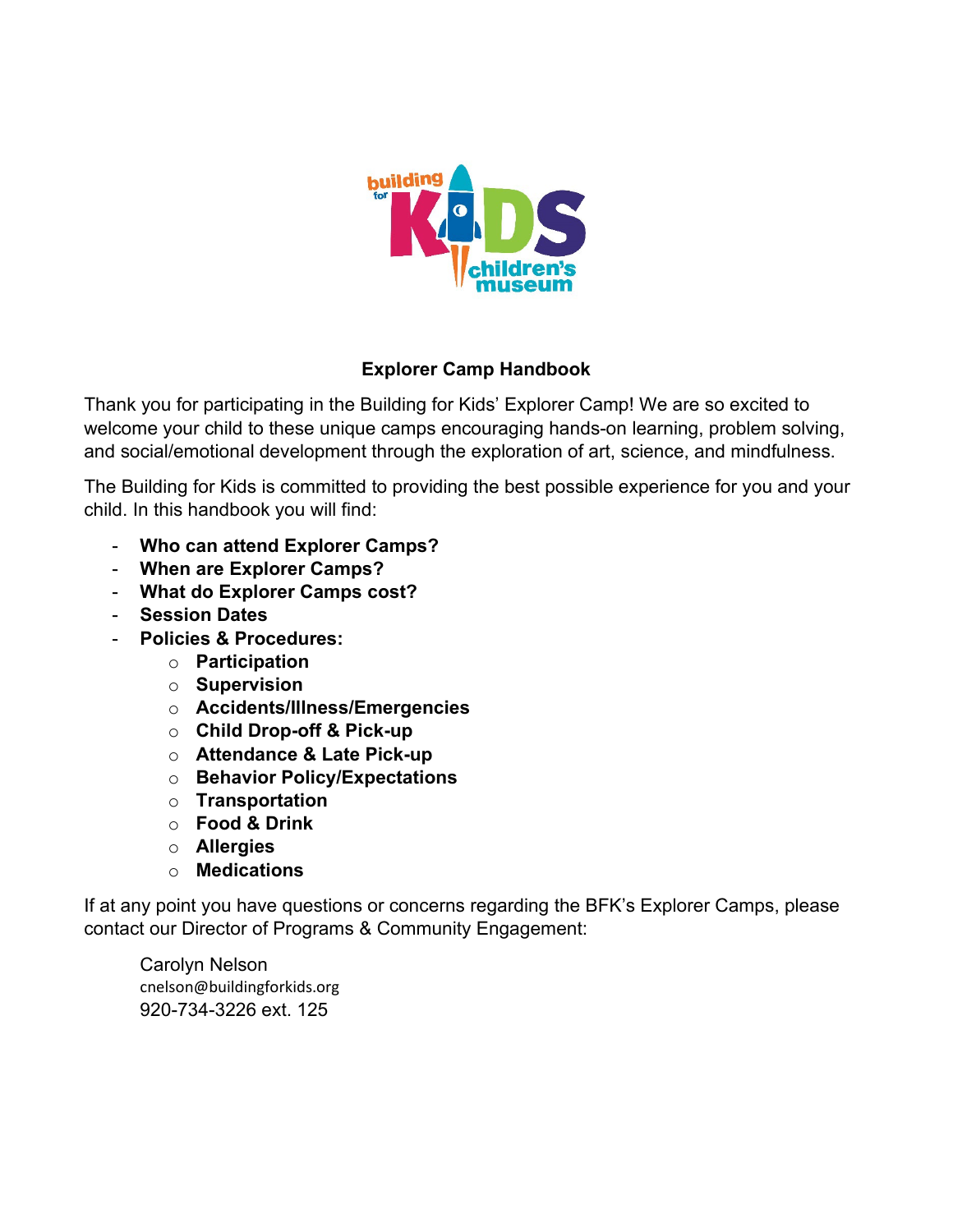# Explorer Camp Handbook

Thank you for participating in the Building for Kids' Explorer Camp! We are so excited to welcome your child to these unique camps encouraging hands-on learning, problem solving, and social/emotional development through the exploration of art, science, and mindfulness.

The Building for Kids is committed to providing the best possible experience for you and your child. In this handbook you will find:

- **Who can attend Explorer Camps?**
- **When are Explorer Camps?**
- **What do Explorer Camps cost?**
- **Session Dates**
- **Policies & Procedures:**
  - **Participation**
  - **Supervision**
  - **Accidents/Illness/Emergencies**
  - **Child Drop-off & Pick-up**
  - **Attendance & Late Pick-up**
  - **Behavior Policy/Expectations**
  - **Transportation**
  - **Food & Drink**
  - **Allergies**
  - **Medications**

If at any point you have questions or concerns regarding the BFK's Explorer Camps, please contact our Director of Programs & Community Engagement:

Carolyn Nelson
cnelson@buildingforkids.org
920-734-3226 ext. 125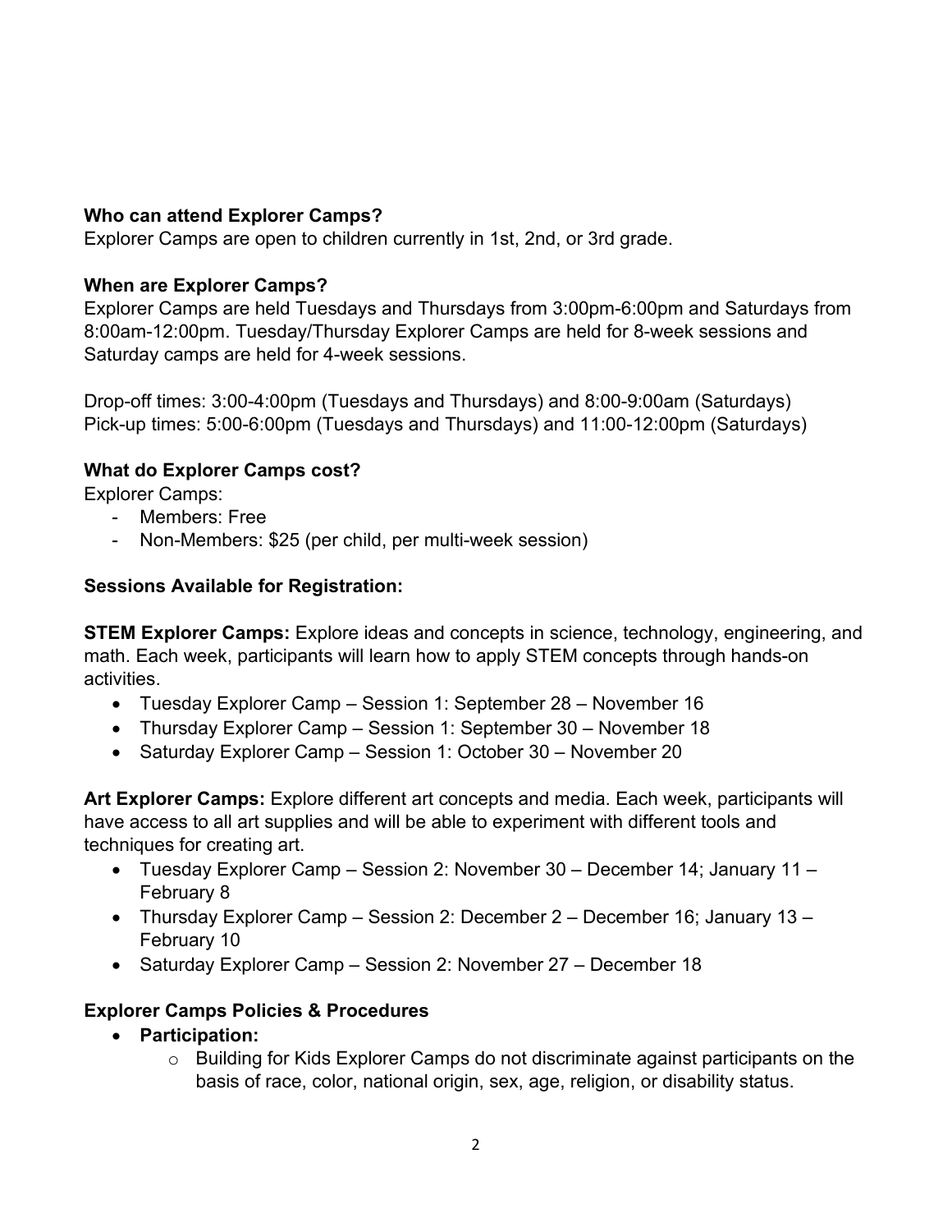**Who can attend Explorer Camps?**

Explorer Camps are open to children currently in 1st, 2nd, or 3rd grade.

**When are Explorer Camps?**

Explorer Camps are held Tuesdays and Thursdays from 3:00pm-6:00pm and Saturdays from 8:00am-12:00pm. Tuesday/Thursday Explorer Camps are held for 8-week sessions and Saturday camps are held for 4-week sessions.

Drop-off times: 3:00-4:00pm (Tuesdays and Thursdays) and 8:00-9:00am (Saturdays)
Pick-up times: 5:00-6:00pm (Tuesdays and Thursdays) and 11:00-12:00pm (Saturdays)

**What do Explorer Camps cost?**

Explorer Camps:

- Members: Free
- Non-Members: $25 (per child, per multi-week session)

**Sessions Available for Registration:**

**STEM Explorer Camps:** Explore ideas and concepts in science, technology, engineering, and math. Each week, participants will learn how to apply STEM concepts through hands-on activities.

- Tuesday Explorer Camp – Session 1: September 28 – November 16
- Thursday Explorer Camp – Session 1: September 30 – November 18
- Saturday Explorer Camp – Session 1: October 30 – November 20

**Art Explorer Camps:** Explore different art concepts and media. Each week, participants will have access to all art supplies and will be able to experiment with different tools and techniques for creating art.

- Tuesday Explorer Camp – Session 2: November 30 – December 14; January 11 – February 8
- Thursday Explorer Camp – Session 2: December 2 – December 16; January 13 – February 10
- Saturday Explorer Camp – Session 2: November 27 – December 18

**Explorer Camps Policies & Procedures**

- **Participation:**
  - Building for Kids Explorer Camps do not discriminate against participants on the basis of race, color, national origin, sex, age, religion, or disability status.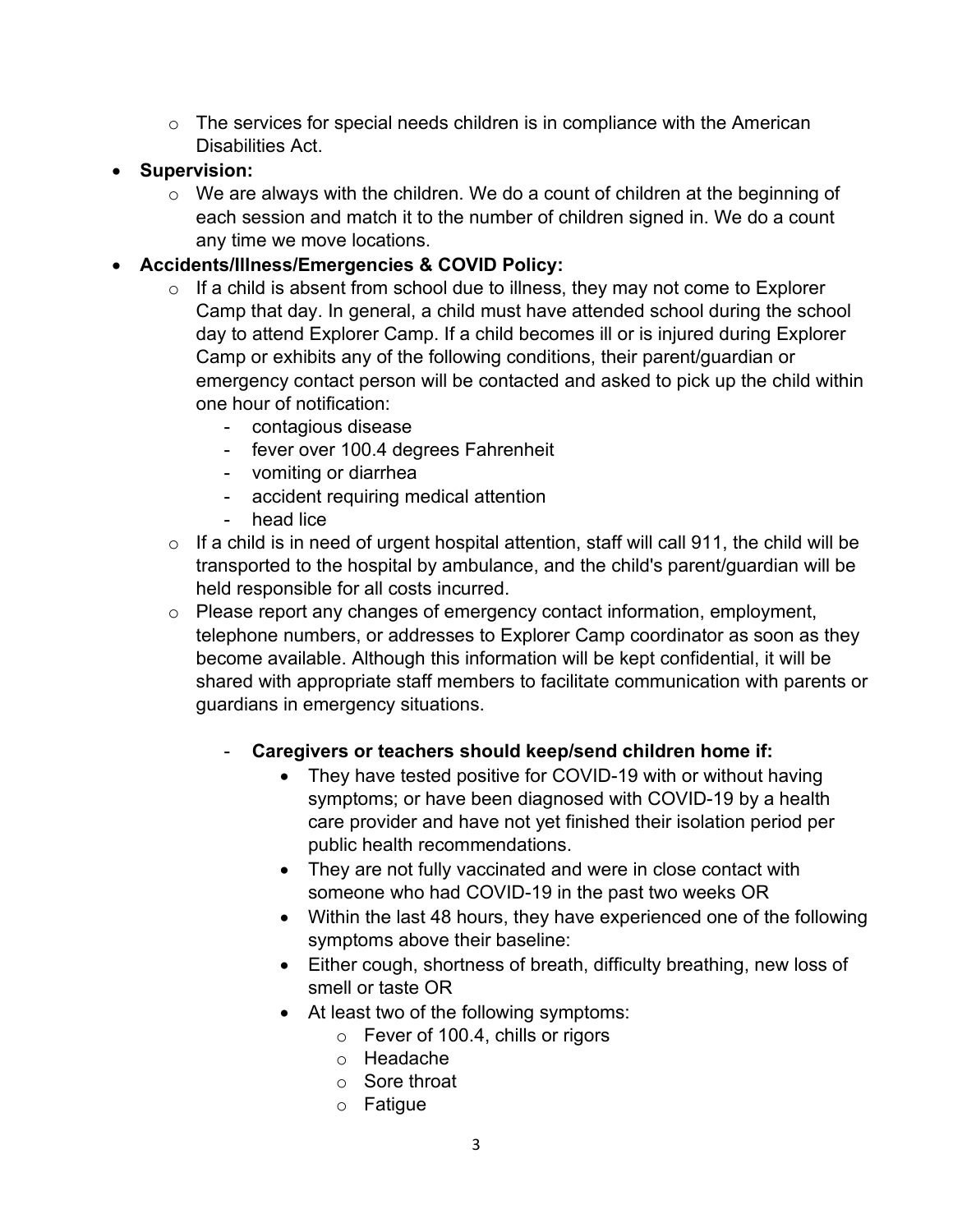- The services for special needs children is in compliance with the American Disabilities Act.
- **Supervision:**
  - We are always with the children. We do a count of children at the beginning of each session and match it to the number of children signed in. We do a count any time we move locations.
- **Accidents/Illness/Emergencies & COVID Policy:**
  - If a child is absent from school due to illness, they may not come to Explorer Camp that day. In general, a child must have attended school during the school day to attend Explorer Camp. If a child becomes ill or is injured during Explorer Camp or exhibits any of the following conditions, their parent/guardian or emergency contact person will be contacted and asked to pick up the child within one hour of notification:
    - contagious disease
    - fever over 100.4 degrees Fahrenheit
    - vomiting or diarrhea
    - accident requiring medical attention
    - head lice
  - If a child is in need of urgent hospital attention, staff will call 911, the child will be transported to the hospital by ambulance, and the child's parent/guardian will be held responsible for all costs incurred.
  - Please report any changes of emergency contact information, employment, telephone numbers, or addresses to Explorer Camp coordinator as soon as they become available. Although this information will be kept confidential, it will be shared with appropriate staff members to facilitate communication with parents or guardians in emergency situations.

    - **Caregivers or teachers should keep/send children home if:**
      - They have tested positive for COVID-19 with or without having symptoms; or have been diagnosed with COVID-19 by a health care provider and have not yet finished their isolation period per public health recommendations.
      - They are not fully vaccinated and were in close contact with someone who had COVID-19 in the past two weeks OR
      - Within the last 48 hours, they have experienced one of the following symptoms above their baseline:
      - Either cough, shortness of breath, difficulty breathing, new loss of smell or taste OR
      - At least two of the following symptoms:
        - Fever of 100.4, chills or rigors
        - Headache
        - Sore throat
        - Fatigue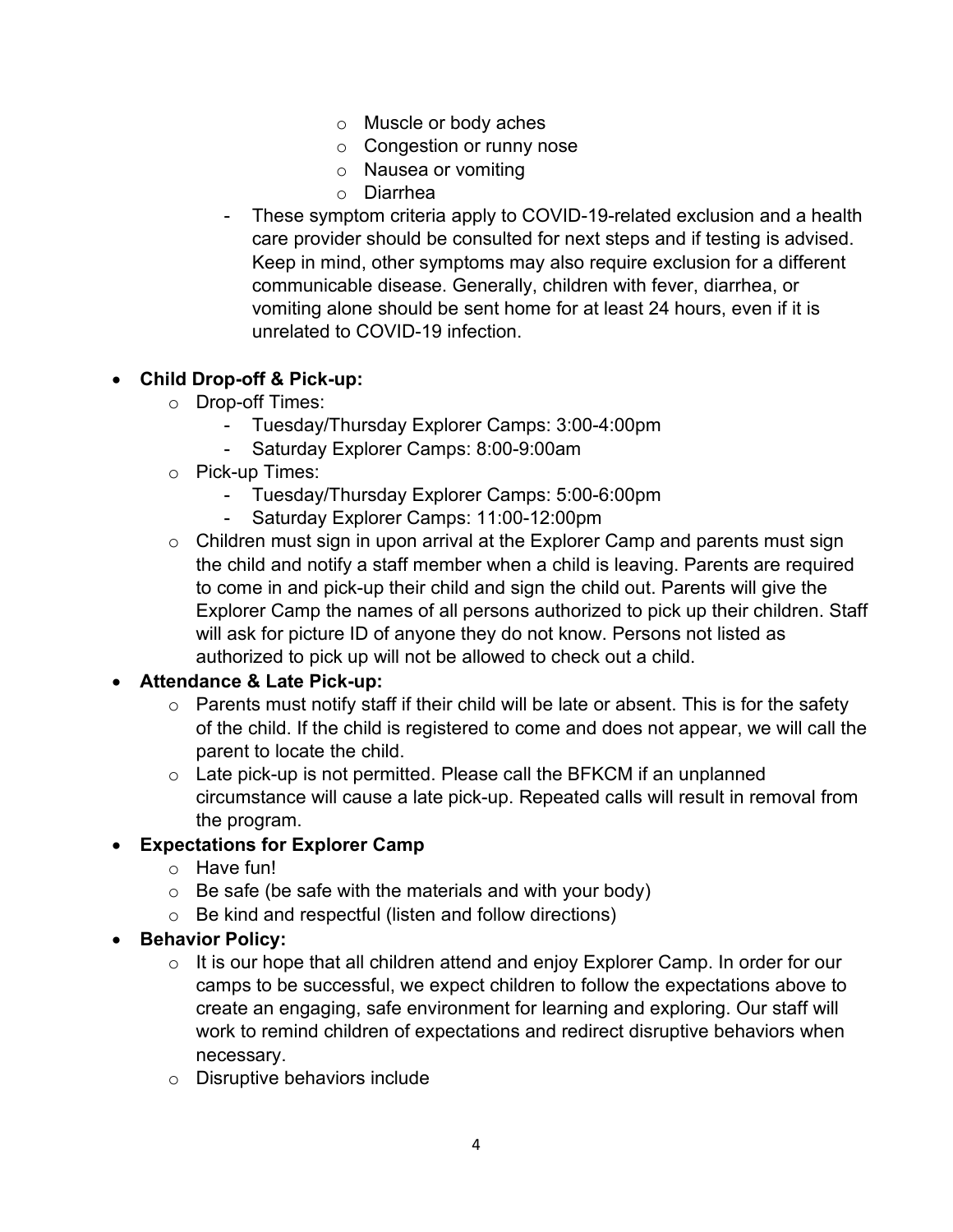- Muscle or body aches
- Congestion or runny nose
- Nausea or vomiting
- Diarrhea

- These symptom criteria apply to COVID-19-related exclusion and a health care provider should be consulted for next steps and if testing is advised. Keep in mind, other symptoms may also require exclusion for a different communicable disease. Generally, children with fever, diarrhea, or vomiting alone should be sent home for at least 24 hours, even if it is unrelated to COVID-19 infection.

- **Child Drop-off & Pick-up:**
  - Drop-off Times:
    - Tuesday/Thursday Explorer Camps: 3:00-4:00pm
    - Saturday Explorer Camps: 8:00-9:00am
  - Pick-up Times:
    - Tuesday/Thursday Explorer Camps: 5:00-6:00pm
    - Saturday Explorer Camps: 11:00-12:00pm
  - Children must sign in upon arrival at the Explorer Camp and parents must sign the child and notify a staff member when a child is leaving. Parents are required to come in and pick-up their child and sign the child out. Parents will give the Explorer Camp the names of all persons authorized to pick up their children. Staff will ask for picture ID of anyone they do not know. Persons not listed as authorized to pick up will not be allowed to check out a child.
- **Attendance & Late Pick-up:**
  - Parents must notify staff if their child will be late or absent. This is for the safety of the child. If the child is registered to come and does not appear, we will call the parent to locate the child.
  - Late pick-up is not permitted. Please call the BFKCM if an unplanned circumstance will cause a late pick-up. Repeated calls will result in removal from the program.
- **Expectations for Explorer Camp**
  - Have fun!
  - Be safe (be safe with the materials and with your body)
  - Be kind and respectful (listen and follow directions)
- **Behavior Policy:**
  - It is our hope that all children attend and enjoy Explorer Camp. In order for our camps to be successful, we expect children to follow the expectations above to create an engaging, safe environment for learning and exploring. Our staff will work to remind children of expectations and redirect disruptive behaviors when necessary.
  - Disruptive behaviors include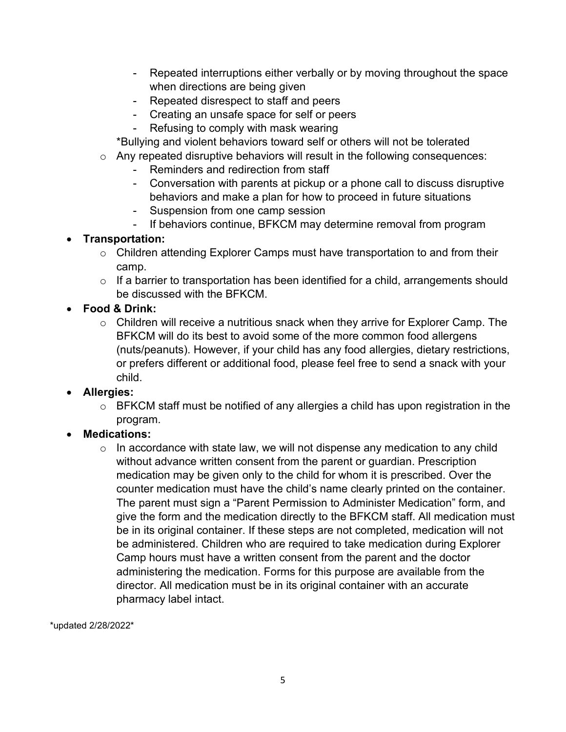- Repeated interruptions either verbally or by moving throughout the space when directions are being given
    - Repeated disrespect to staff and peers
    - Creating an unsafe space for self or peers
    - Refusing to comply with mask wearing

    *Bullying and violent behaviors toward self or others will not be tolerated
  - Any repeated disruptive behaviors will result in the following consequences:
    - Reminders and redirection from staff
    - Conversation with parents at pickup or a phone call to discuss disruptive behaviors and make a plan for how to proceed in future situations
    - Suspension from one camp session
    - If behaviors continue, BFKCM may determine removal from program
- **Transportation:**
  - Children attending Explorer Camps must have transportation to and from their camp.
  - If a barrier to transportation has been identified for a child, arrangements should be discussed with the BFKCM.
- **Food & Drink:**
  - Children will receive a nutritious snack when they arrive for Explorer Camp. The BFKCM will do its best to avoid some of the more common food allergens (nuts/peanuts). However, if your child has any food allergies, dietary restrictions, or prefers different or additional food, please feel free to send a snack with your child.
- **Allergies:**
  - BFKCM staff must be notified of any allergies a child has upon registration in the program.
- **Medications:**
  - In accordance with state law, we will not dispense any medication to any child without advance written consent from the parent or guardian. Prescription medication may be given only to the child for whom it is prescribed. Over the counter medication must have the child's name clearly printed on the container. The parent must sign a "Parent Permission to Administer Medication" form, and give the form and the medication directly to the BFKCM staff. All medication must be in its original container. If these steps are not completed, medication will not be administered. Children who are required to take medication during Explorer Camp hours must have a written consent from the parent and the doctor administering the medication. Forms for this purpose are available from the director. All medication must be in its original container with an accurate pharmacy label intact.

*updated 2/28/2022*